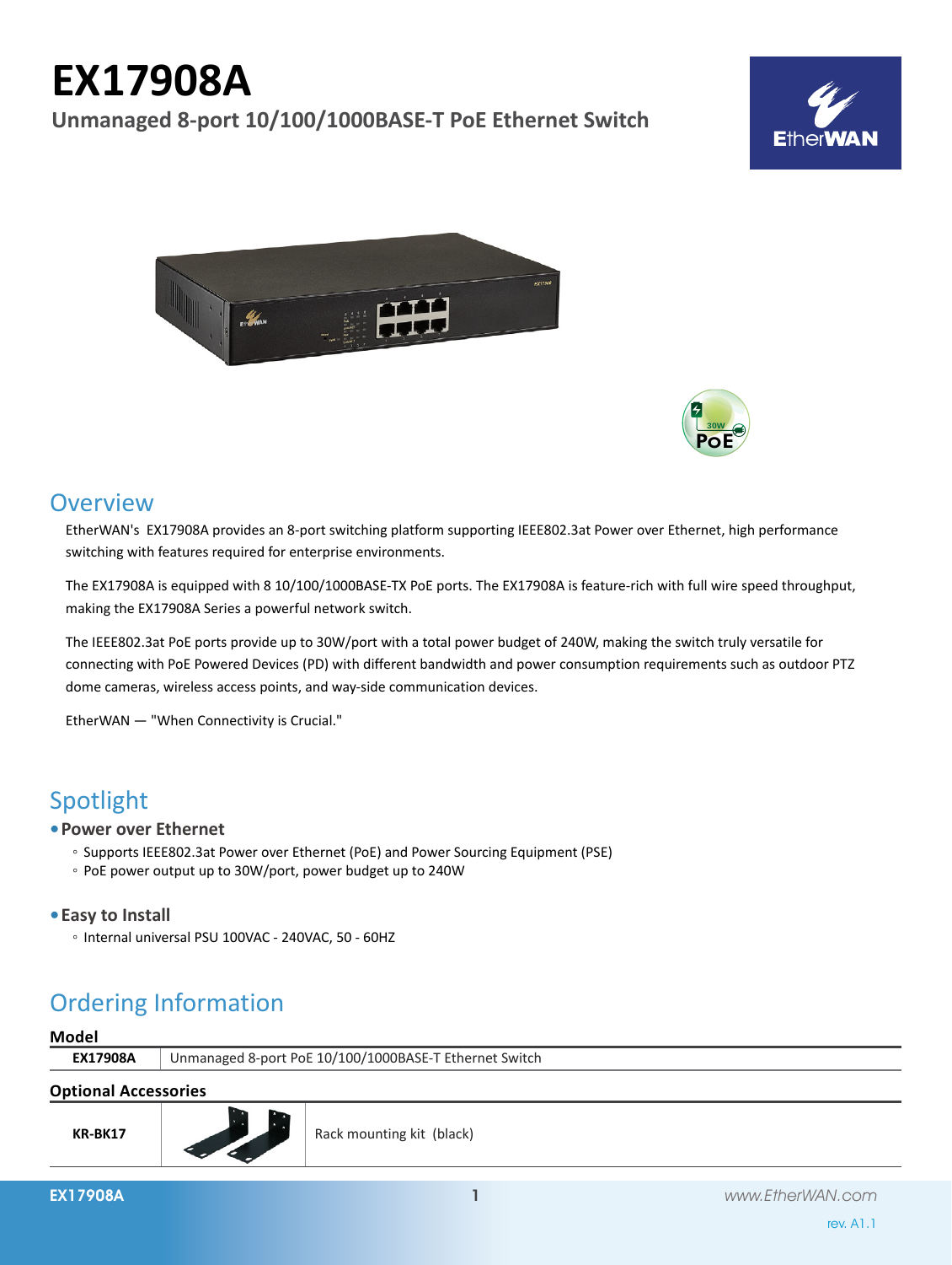# EX17908A

## Unmanaged 8-port 10/100/1000BASE-T PoE Ethernet Switch

## Overview

EtherWAN's EX17908A provides an 8-port switching platform supporting IEEE802.3at Power over Ethernet, high performance switching with features required for enterprise environments.

The EX17908A is equipped with 8 10/100/1000BASE-TX PoE ports. The EX17908A is feature-rich with full wire speed throughput, making the EX17908A Series a powerful network switch.

The IEEE802.3at PoE ports provide up to 30W/port with a total power budget of 240W, making the switch truly versatile for connecting with PoE Powered Devices (PD) with different bandwidth and power consumption requirements such as outdoor PTZ dome cameras, wireless access points, and way-side communication devices.

EtherWAN — "When Connectivity is Crucial."

## Spotlight

- **Power over Ethernet**
  - Supports IEEE802.3at Power over Ethernet (PoE) and Power Sourcing Equipment (PSE)
  - PoE power output up to 30W/port, power budget up to 240W

- **Easy to Install**
  - Internal universal PSU 100VAC - 240VAC, 50 - 60HZ

## Ordering Information

**Model**

| | |
|---|---|
| **EX17908A** | Unmanaged 8-port PoE 10/100/1000BASE-T Ethernet Switch |

**Optional Accessories**

| | | |
|---|---|---|
| **KR-BK17** | | Rack mounting kit (black) |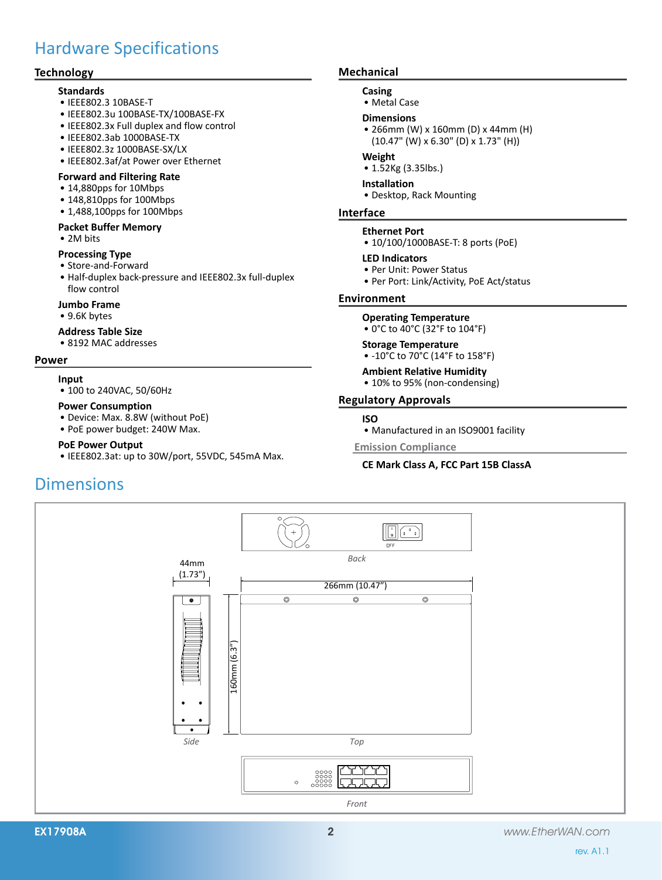# Hardware Specifications

## Technology

### Standards
- IEEE802.3 10BASE-T
- IEEE802.3u 100BASE-TX/100BASE-FX
- IEEE802.3x Full duplex and flow control
- IEEE802.3ab 1000BASE-TX
- IEEE802.3z 1000BASE-SX/LX
- IEEE802.3af/at Power over Ethernet

### Forward and Filtering Rate
- 14,880pps for 10Mbps
- 148,810pps for 100Mbps
- 1,488,100pps for 100Mbps

### Packet Buffer Memory
- 2M bits

### Processing Type
- Store-and-Forward
- Half-duplex back-pressure and IEEE802.3x full-duplex flow control

### Jumbo Frame
- 9.6K bytes

### Address Table Size
- 8192 MAC addresses

## Power

### Input
- 100 to 240VAC, 50/60Hz

### Power Consumption
- Device: Max. 8.8W (without PoE)
- PoE power budget: 240W Max.

### PoE Power Output
- IEEE802.3at: up to 30W/port, 55VDC, 545mA Max.

## Mechanical

### Casing
- Metal Case

### Dimensions
- 266mm (W) x 160mm (D) x 44mm (H) (10.47" (W) x 6.30" (D) x 1.73" (H))

### Weight
- 1.52Kg (3.35lbs.)

### Installation
- Desktop, Rack Mounting

## Interface

### Ethernet Port
- 10/100/1000BASE-T: 8 ports (PoE)

### LED Indicators
- Per Unit: Power Status
- Per Port: Link/Activity, PoE Act/status

## Environment

### Operating Temperature
- 0°C to 40°C (32°F to 104°F)

### Storage Temperature
- -10°C to 70°C (14°F to 158°F)

### Ambient Relative Humidity
- 10% to 95% (non-condensing)

## Regulatory Approvals

### ISO
- Manufactured in an ISO9001 facility

### Emission Compliance

**CE Mark Class A, FCC Part 15B ClassA**

# Dimensions

OFF

Back

44mm (1.73")

266mm (10.47")

160mm (6.3")

Side

Top

Front